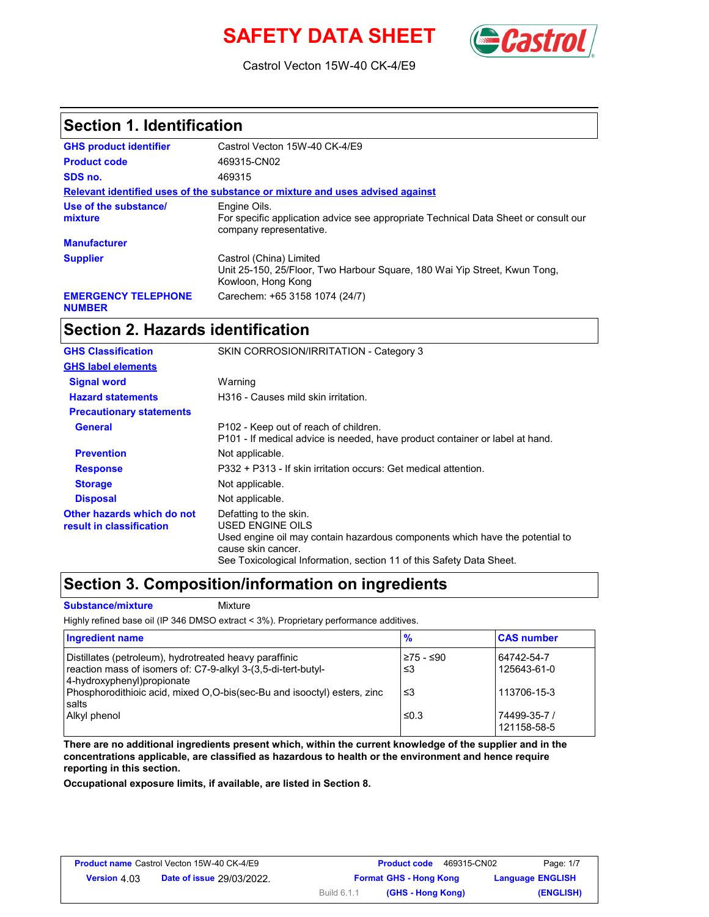# SAFETY DATA SHEET

Castrol Vecton 15W-40 CK-4/E9

## Section 1. Identification

| | |
|---|---|
| **GHS product identifier** | Castrol Vecton 15W-40 CK-4/E9 |
| **Product code** | 469315-CN02 |
| **SDS no.** | 469315 |

**Relevant identified uses of the substance or mixture and uses advised against**

| | |
|---|---|
| **Use of the substance/ mixture** | Engine Oils.<br>For specific application advice see appropriate Technical Data Sheet or consult our company representative. |
| **Manufacturer** | |
| **Supplier** | Castrol (China) Limited<br>Unit 25-150, 25/Floor, Two Harbour Square, 180 Wai Yip Street, Kwun Tong, Kowloon, Hong Kong |
| **EMERGENCY TELEPHONE NUMBER** | Carechem: +65 3158 1074 (24/7) |

## Section 2. Hazards identification

| | |
|---|---|
| **GHS Classification** | SKIN CORROSION/IRRITATION - Category 3 |

**GHS label elements**

| | |
|---|---|
| **Signal word** | Warning |
| **Hazard statements** | H316 - Causes mild skin irritation. |
| **Precautionary statements** | |
| **General** | P102 - Keep out of reach of children.<br>P101 - If medical advice is needed, have product container or label at hand. |
| **Prevention** | Not applicable. |
| **Response** | P332 + P313 - If skin irritation occurs: Get medical attention. |
| **Storage** | Not applicable. |
| **Disposal** | Not applicable. |
| **Other hazards which do not result in classification** | Defatting to the skin.<br>USED ENGINE OILS<br>Used engine oil may contain hazardous components which have the potential to cause skin cancer.<br>See Toxicological Information, section 11 of this Safety Data Sheet. |

## Section 3. Composition/information on ingredients

**Substance/mixture** Mixture

Highly refined base oil (IP 346 DMSO extract < 3%). Proprietary performance additives.

| Ingredient name | % | CAS number |
|---|---|---|
| Distillates (petroleum), hydrotreated heavy paraffinic | ≥75 - ≤90 | 64742-54-7 |
| reaction mass of isomers of: C7-9-alkyl 3-(3,5-di-tert-butyl-4-hydroxyphenyl)propionate | ≤3 | 125643-61-0 |
| Phosphorodithioic acid, mixed O,O-bis(sec-Bu and isooctyl) esters, zinc salts | ≤3 | 113706-15-3 |
| Alkyl phenol | ≤0.3 | 74499-35-7 / 121158-58-5 |

**There are no additional ingredients present which, within the current knowledge of the supplier and in the concentrations applicable, are classified as hazardous to health or the environment and hence require reporting in this section.**

**Occupational exposure limits, if available, are listed in Section 8.**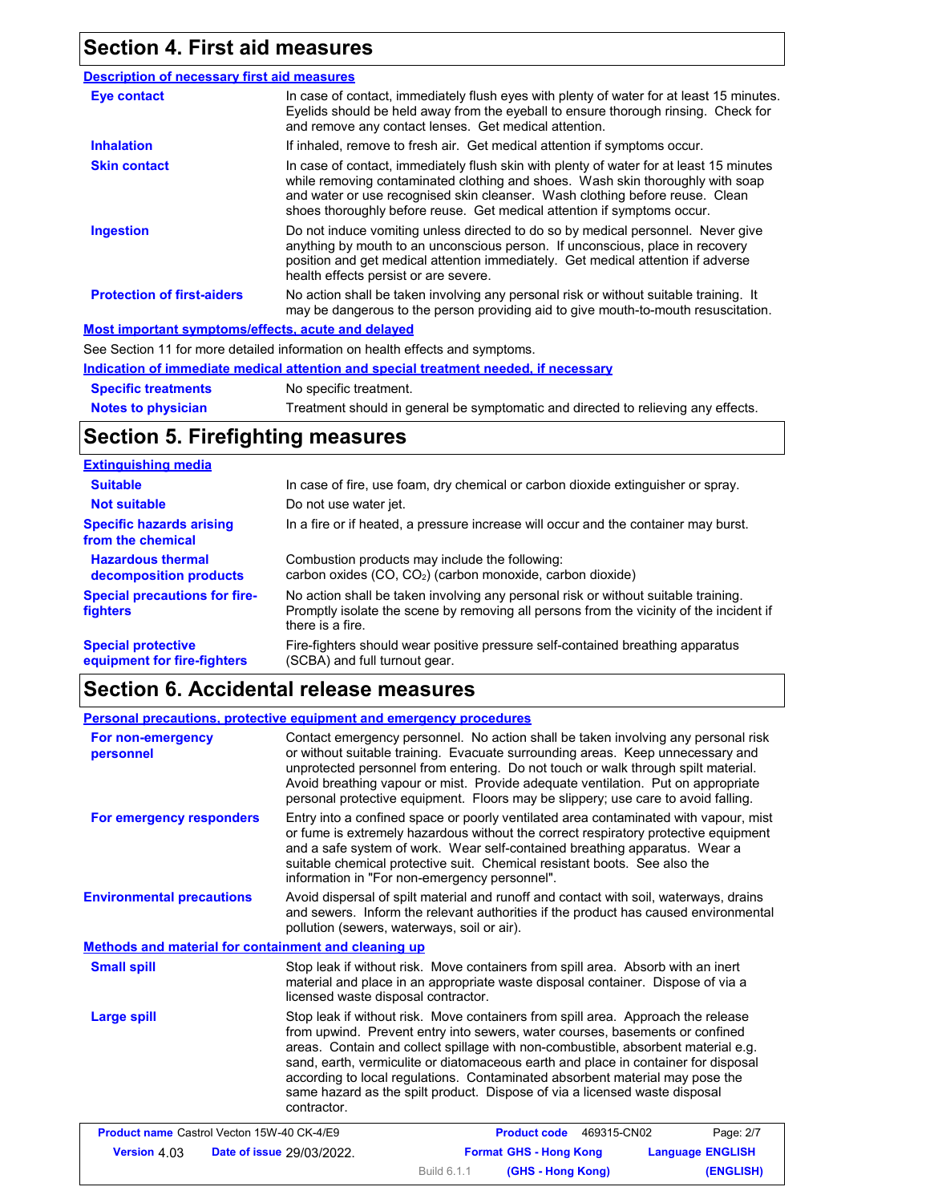## Section 4. First aid measures

### Description of necessary first aid measures

| | |
|---|---|
| **Eye contact** | In case of contact, immediately flush eyes with plenty of water for at least 15 minutes. Eyelids should be held away from the eyeball to ensure thorough rinsing. Check for and remove any contact lenses. Get medical attention. |
| **Inhalation** | If inhaled, remove to fresh air. Get medical attention if symptoms occur. |
| **Skin contact** | In case of contact, immediately flush skin with plenty of water for at least 15 minutes while removing contaminated clothing and shoes. Wash skin thoroughly with soap and water or use recognised skin cleanser. Wash clothing before reuse. Clean shoes thoroughly before reuse. Get medical attention if symptoms occur. |
| **Ingestion** | Do not induce vomiting unless directed to do so by medical personnel. Never give anything by mouth to an unconscious person. If unconscious, place in recovery position and get medical attention immediately. Get medical attention if adverse health effects persist or are severe. |
| **Protection of first-aiders** | No action shall be taken involving any personal risk or without suitable training. It may be dangerous to the person providing aid to give mouth-to-mouth resuscitation. |

### Most important symptoms/effects, acute and delayed

See Section 11 for more detailed information on health effects and symptoms.

### Indication of immediate medical attention and special treatment needed, if necessary

| | |
|---|---|
| **Specific treatments** | No specific treatment. |
| **Notes to physician** | Treatment should in general be symptomatic and directed to relieving any effects. |

## Section 5. Firefighting measures

### Extinguishing media

| | |
|---|---|
| **Suitable** | In case of fire, use foam, dry chemical or carbon dioxide extinguisher or spray. |
| **Not suitable** | Do not use water jet. |
| **Specific hazards arising from the chemical** | In a fire or if heated, a pressure increase will occur and the container may burst. |
| **Hazardous thermal decomposition products** | Combustion products may include the following: carbon oxides (CO, $CO_2$) (carbon monoxide, carbon dioxide) |
| **Special precautions for fire-fighters** | No action shall be taken involving any personal risk or without suitable training. Promptly isolate the scene by removing all persons from the vicinity of the incident if there is a fire. |
| **Special protective equipment for fire-fighters** | Fire-fighters should wear positive pressure self-contained breathing apparatus (SCBA) and full turnout gear. |

## Section 6. Accidental release measures

### Personal precautions, protective equipment and emergency procedures

| | |
|---|---|
| **For non-emergency personnel** | Contact emergency personnel. No action shall be taken involving any personal risk or without suitable training. Evacuate surrounding areas. Keep unnecessary and unprotected personnel from entering. Do not touch or walk through spilt material. Avoid breathing vapour or mist. Provide adequate ventilation. Put on appropriate personal protective equipment. Floors may be slippery; use care to avoid falling. |
| **For emergency responders** | Entry into a confined space or poorly ventilated area contaminated with vapour, mist or fume is extremely hazardous without the correct respiratory protective equipment and a safe system of work. Wear self-contained breathing apparatus. Wear a suitable chemical protective suit. Chemical resistant boots. See also the information in "For non-emergency personnel". |
| **Environmental precautions** | Avoid dispersal of spilt material and runoff and contact with soil, waterways, drains and sewers. Inform the relevant authorities if the product has caused environmental pollution (sewers, waterways, soil or air). |

### Methods and material for containment and cleaning up

| | |
|---|---|
| **Small spill** | Stop leak if without risk. Move containers from spill area. Absorb with an inert material and place in an appropriate waste disposal container. Dispose of via a licensed waste disposal contractor. |
| **Large spill** | Stop leak if without risk. Move containers from spill area. Approach the release from upwind. Prevent entry into sewers, water courses, basements or confined areas. Contain and collect spillage with non-combustible, absorbent material e.g. sand, earth, vermiculite or diatomaceous earth and place in container for disposal according to local regulations. Contaminated absorbent material may pose the same hazard as the spilt product. Dispose of via a licensed waste disposal contractor. |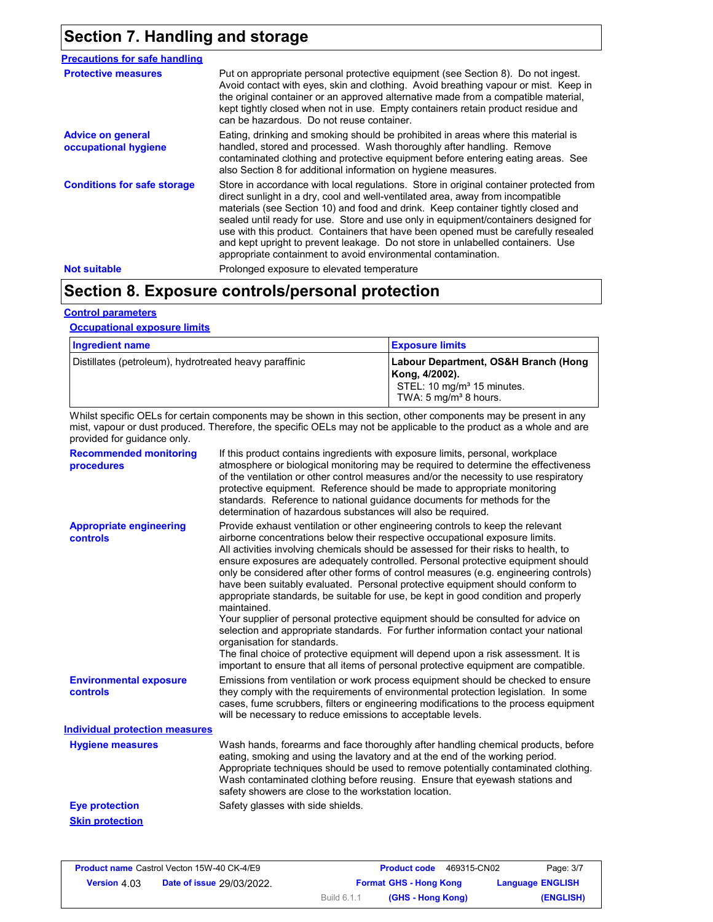## Section 7. Handling and storage

### Precautions for safe handling

**Protective measures**

Put on appropriate personal protective equipment (see Section 8). Do not ingest. Avoid contact with eyes, skin and clothing. Avoid breathing vapour or mist. Keep in the original container or an approved alternative made from a compatible material, kept tightly closed when not in use. Empty containers retain product residue and can be hazardous. Do not reuse container.

**Advice on general occupational hygiene**

Eating, drinking and smoking should be prohibited in areas where this material is handled, stored and processed. Wash thoroughly after handling. Remove contaminated clothing and protective equipment before entering eating areas. See also Section 8 for additional information on hygiene measures.

**Conditions for safe storage**

Store in accordance with local regulations. Store in original container protected from direct sunlight in a dry, cool and well-ventilated area, away from incompatible materials (see Section 10) and food and drink. Keep container tightly closed and sealed until ready for use. Store and use only in equipment/containers designed for use with this product. Containers that have been opened must be carefully resealed and kept upright to prevent leakage. Do not store in unlabelled containers. Use appropriate containment to avoid environmental contamination.

**Not suitable**

Prolonged exposure to elevated temperature

## Section 8. Exposure controls/personal protection

### Control parameters

#### Occupational exposure limits

| Ingredient name | Exposure limits |
|---|---|
| Distillates (petroleum), hydrotreated heavy paraffinic | **Labour Department, OS&H Branch (Hong Kong, 4/2002).**<br>STEL: 10 mg/m³ 15 minutes.<br>TWA: 5 mg/m³ 8 hours. |

Whilst specific OELs for certain components may be shown in this section, other components may be present in any mist, vapour or dust produced. Therefore, the specific OELs may not be applicable to the product as a whole and are provided for guidance only.

**Recommended monitoring procedures**

If this product contains ingredients with exposure limits, personal, workplace atmosphere or biological monitoring may be required to determine the effectiveness of the ventilation or other control measures and/or the necessity to use respiratory protective equipment. Reference should be made to appropriate monitoring standards. Reference to national guidance documents for methods for the determination of hazardous substances will also be required.

**Appropriate engineering controls**

Provide exhaust ventilation or other engineering controls to keep the relevant airborne concentrations below their respective occupational exposure limits.
All activities involving chemicals should be assessed for their risks to health, to ensure exposures are adequately controlled. Personal protective equipment should only be considered after other forms of control measures (e.g. engineering controls) have been suitably evaluated. Personal protective equipment should conform to appropriate standards, be suitable for use, be kept in good condition and properly maintained.
Your supplier of personal protective equipment should be consulted for advice on selection and appropriate standards. For further information contact your national organisation for standards.
The final choice of protective equipment will depend upon a risk assessment. It is important to ensure that all items of personal protective equipment are compatible.

**Environmental exposure controls**

Emissions from ventilation or work process equipment should be checked to ensure they comply with the requirements of environmental protection legislation. In some cases, fume scrubbers, filters or engineering modifications to the process equipment will be necessary to reduce emissions to acceptable levels.

### Individual protection measures

**Hygiene measures**

Wash hands, forearms and face thoroughly after handling chemical products, before eating, smoking and using the lavatory and at the end of the working period. Appropriate techniques should be used to remove potentially contaminated clothing. Wash contaminated clothing before reusing. Ensure that eyewash stations and safety showers are close to the workstation location.

**Eye protection**

Safety glasses with side shields.

#### Skin protection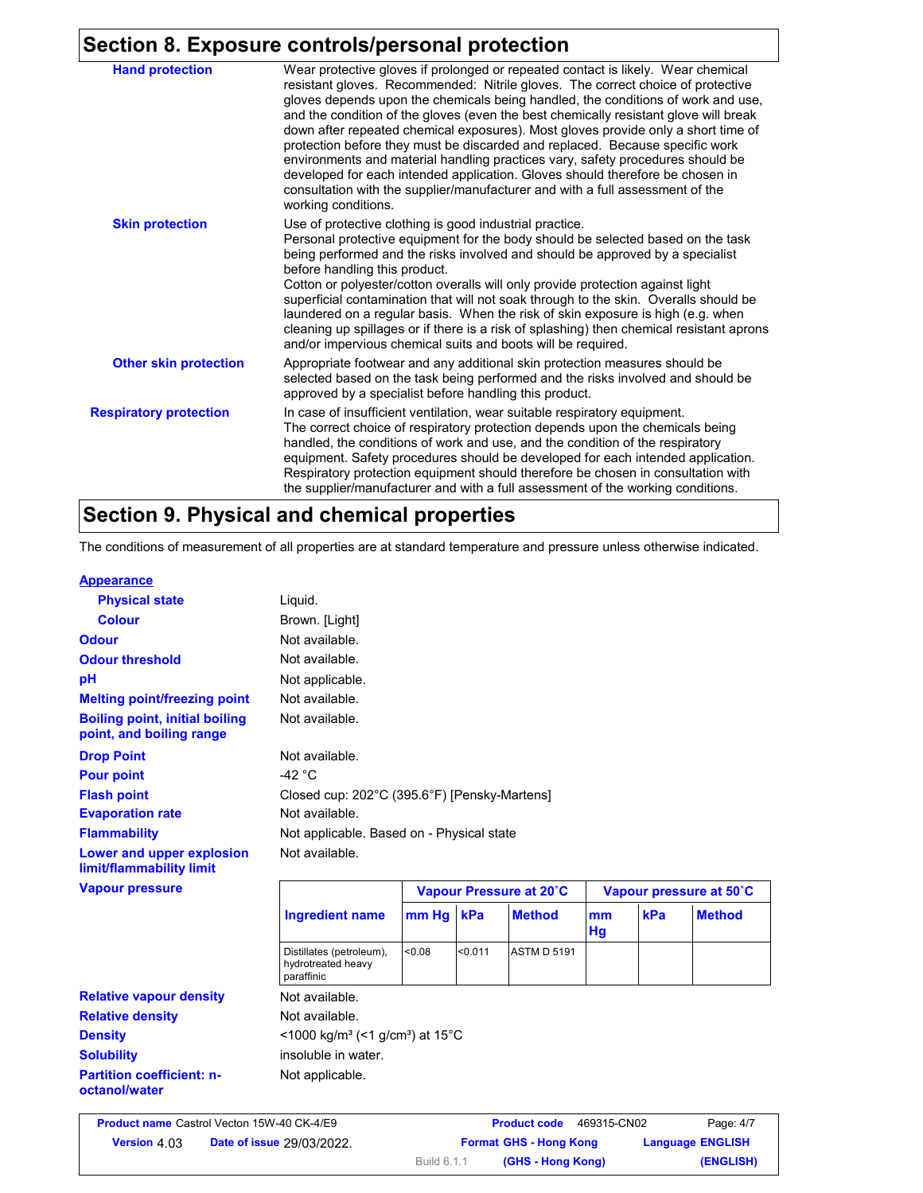## Section 8. Exposure controls/personal protection

**Hand protection**

Wear protective gloves if prolonged or repeated contact is likely. Wear chemical resistant gloves. Recommended: Nitrile gloves. The correct choice of protective gloves depends upon the chemicals being handled, the conditions of work and use, and the condition of the gloves (even the best chemically resistant glove will break down after repeated chemical exposures). Most gloves provide only a short time of protection before they must be discarded and replaced. Because specific work environments and material handling practices vary, safety procedures should be developed for each intended application. Gloves should therefore be chosen in consultation with the supplier/manufacturer and with a full assessment of the working conditions.

**Skin protection**

Use of protective clothing is good industrial practice.
Personal protective equipment for the body should be selected based on the task being performed and the risks involved and should be approved by a specialist before handling this product.
Cotton or polyester/cotton overalls will only provide protection against light superficial contamination that will not soak through to the skin. Overalls should be laundered on a regular basis. When the risk of skin exposure is high (e.g. when cleaning up spillages or if there is a risk of splashing) then chemical resistant aprons and/or impervious chemical suits and boots will be required.

**Other skin protection**

Appropriate footwear and any additional skin protection measures should be selected based on the task being performed and the risks involved and should be approved by a specialist before handling this product.

**Respiratory protection**

In case of insufficient ventilation, wear suitable respiratory equipment.
The correct choice of respiratory protection depends upon the chemicals being handled, the conditions of work and use, and the condition of the respiratory equipment. Safety procedures should be developed for each intended application. Respiratory protection equipment should therefore be chosen in consultation with the supplier/manufacturer and with a full assessment of the working conditions.

## Section 9. Physical and chemical properties

The conditions of measurement of all properties are at standard temperature and pressure unless otherwise indicated.

**Appearance**

| Property | Value |
|---|---|
| Physical state | Liquid. |
| Colour | Brown. [Light] |
| Odour | Not available. |
| Odour threshold | Not available. |
| pH | Not applicable. |
| Melting point/freezing point | Not available. |
| Boiling point, initial boiling point, and boiling range | Not available. |
| Drop Point | Not available. |
| Pour point | -42 °C |
| Flash point | Closed cup: 202°C (395.6°F) [Pensky-Martens] |
| Evaporation rate | Not available. |
| Flammability | Not applicable. Based on - Physical state |
| Lower and upper explosion limit/flammability limit | Not available. |

**Vapour pressure**

| Ingredient name | Vapour Pressure at 20˚C | | | Vapour pressure at 50˚C | | |
|---|---|---|---|---|---|---|
| | mm Hg | kPa | Method | mm Hg | kPa | Method |
| Distillates (petroleum), hydrotreated heavy paraffinic | <0.08 | <0.011 | ASTM D 5191 | | | |

| Property | Value |
|---|---|
| Relative vapour density | Not available. |
| Relative density | Not available. |
| Density | <1000 kg/m³ (<1 g/cm³) at 15°C |
| Solubility | insoluble in water. |
| Partition coefficient: n-octanol/water | Not applicable. |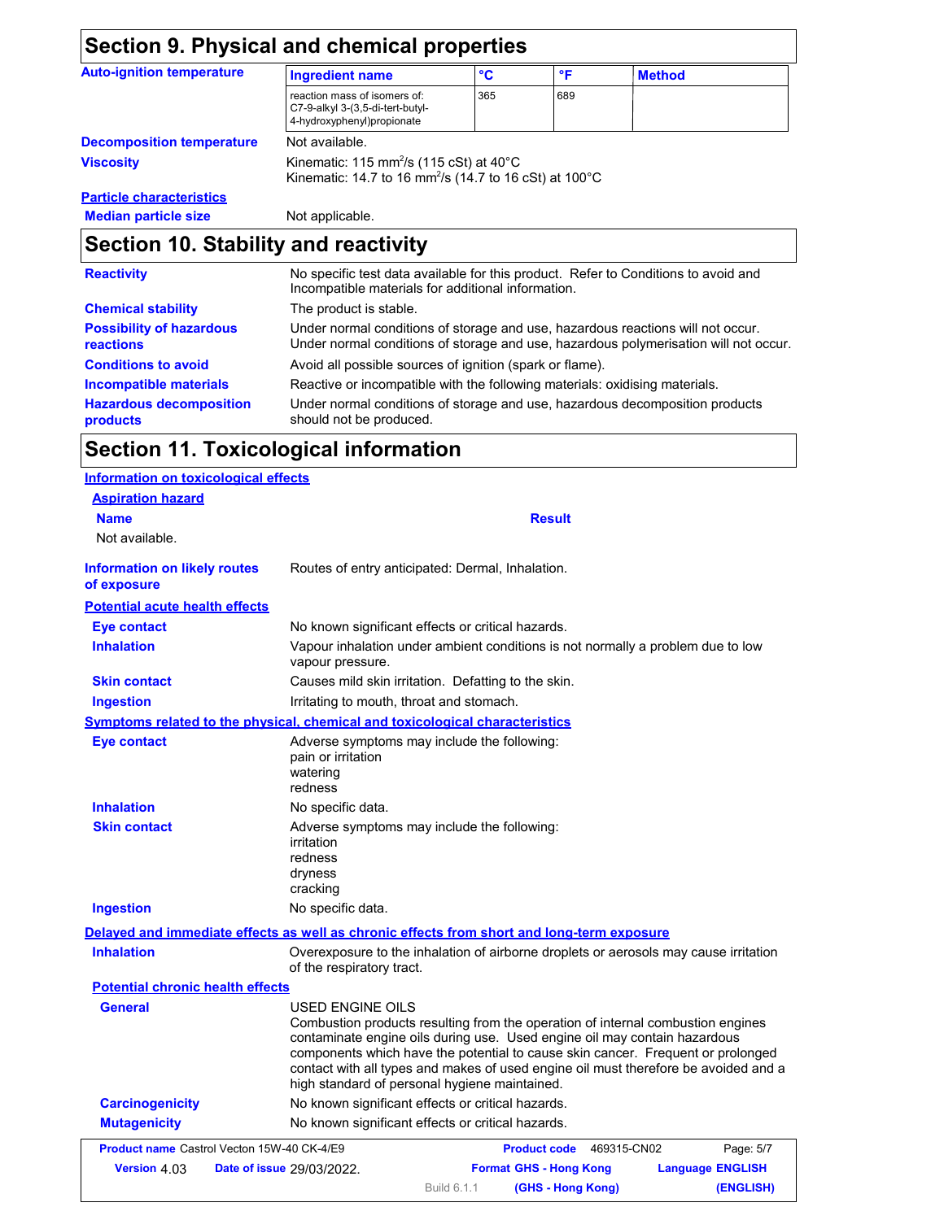## Section 9. Physical and chemical properties

**Auto-ignition temperature**

| Ingredient name | °C | °F | Method |
|---|---|---|---|
| reaction mass of isomers of: C7-9-alkyl 3-(3,5-di-tert-butyl-4-hydroxyphenyl)propionate | 365 | 689 | |

**Decomposition temperature** Not available.

**Viscosity** Kinematic: 115 $mm^2/s$ (115 cSt) at 40°C
Kinematic: 14.7 to 16 $mm^2/s$ (14.7 to 16 cSt) at 100°C

**Particle characteristics**

**Median particle size** Not applicable.

## Section 10. Stability and reactivity

**Reactivity** No specific test data available for this product. Refer to Conditions to avoid and Incompatible materials for additional information.

**Chemical stability** The product is stable.

**Possibility of hazardous reactions** Under normal conditions of storage and use, hazardous reactions will not occur. Under normal conditions of storage and use, hazardous polymerisation will not occur.

**Conditions to avoid** Avoid all possible sources of ignition (spark or flame).

**Incompatible materials** Reactive or incompatible with the following materials: oxidising materials.

**Hazardous decomposition products** Under normal conditions of storage and use, hazardous decomposition products should not be produced.

## Section 11. Toxicological information

**Information on toxicological effects**

**Aspiration hazard**

| Name | Result |
|---|---|
| Not available. | |

**Information on likely routes of exposure** Routes of entry anticipated: Dermal, Inhalation.

**Potential acute health effects**

**Eye contact** No known significant effects or critical hazards.

**Inhalation** Vapour inhalation under ambient conditions is not normally a problem due to low vapour pressure.

**Skin contact** Causes mild skin irritation. Defatting to the skin.

**Ingestion** Irritating to mouth, throat and stomach.

**Symptoms related to the physical, chemical and toxicological characteristics**

**Eye contact** Adverse symptoms may include the following:
pain or irritation
watering
redness

**Inhalation** No specific data.

**Skin contact** Adverse symptoms may include the following:
irritation
redness
dryness
cracking

**Ingestion** No specific data.

**Delayed and immediate effects as well as chronic effects from short and long-term exposure**

**Inhalation** Overexposure to the inhalation of airborne droplets or aerosols may cause irritation of the respiratory tract.

**Potential chronic health effects**

**General** USED ENGINE OILS
Combustion products resulting from the operation of internal combustion engines contaminate engine oils during use. Used engine oil may contain hazardous components which have the potential to cause skin cancer. Frequent or prolonged contact with all types and makes of used engine oil must therefore be avoided and a high standard of personal hygiene maintained.

**Carcinogenicity** No known significant effects or critical hazards.

**Mutagenicity** No known significant effects or critical hazards.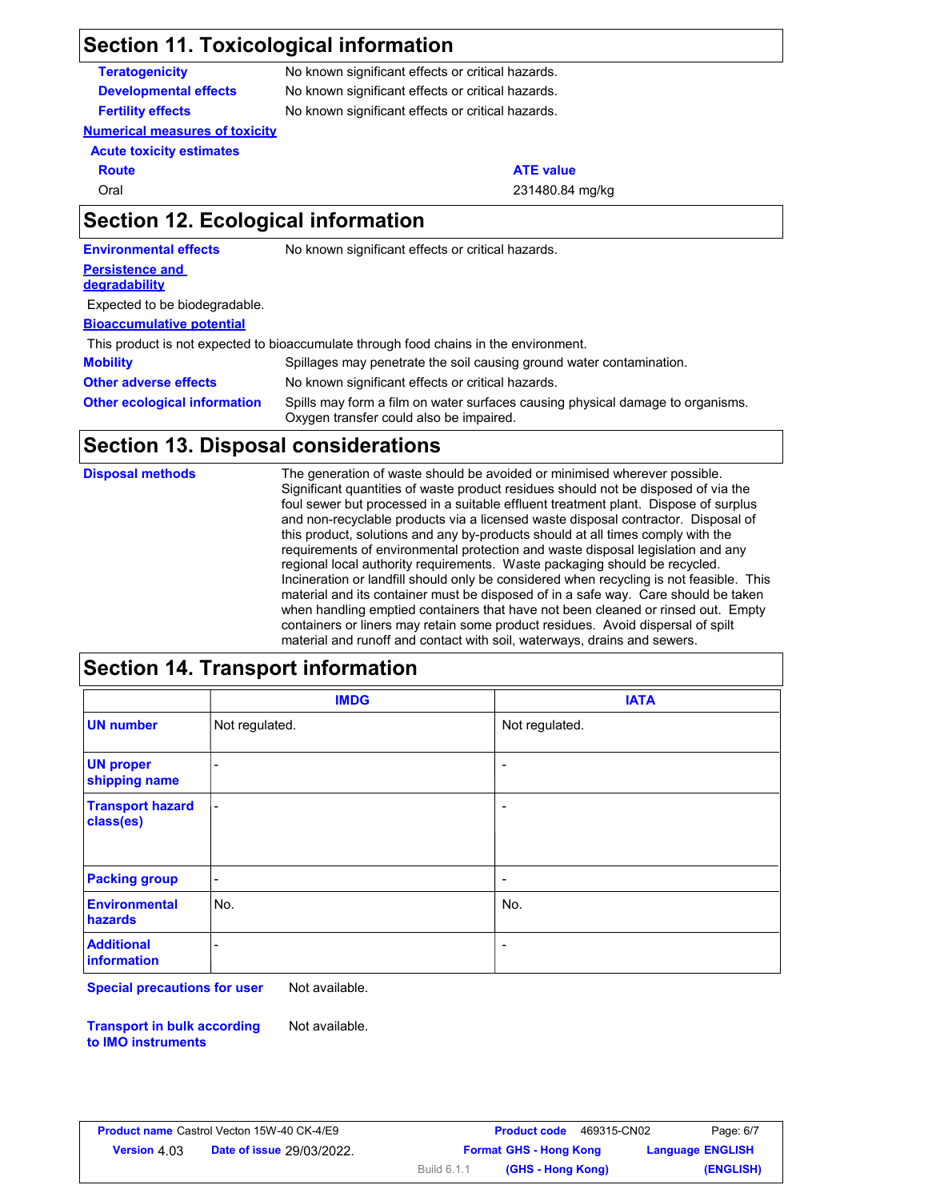## Section 11. Toxicological information

**Teratogenicity** No known significant effects or critical hazards.

**Developmental effects** No known significant effects or critical hazards.

**Fertility effects** No known significant effects or critical hazards.

**Numerical measures of toxicity**

**Acute toxicity estimates**

| Route | ATE value |
|---|---|
| Oral | 231480.84 mg/kg |

## Section 12. Ecological information

**Environmental effects** No known significant effects or critical hazards.

**Persistence and degradability**

Expected to be biodegradable.

**Bioaccumulative potential**

This product is not expected to bioaccumulate through food chains in the environment.

**Mobility** Spillages may penetrate the soil causing ground water contamination.

**Other adverse effects** No known significant effects or critical hazards.

**Other ecological information** Spills may form a film on water surfaces causing physical damage to organisms. Oxygen transfer could also be impaired.

## Section 13. Disposal considerations

**Disposal methods** The generation of waste should be avoided or minimised wherever possible. Significant quantities of waste product residues should not be disposed of via the foul sewer but processed in a suitable effluent treatment plant. Dispose of surplus and non-recyclable products via a licensed waste disposal contractor. Disposal of this product, solutions and any by-products should at all times comply with the requirements of environmental protection and waste disposal legislation and any regional local authority requirements. Waste packaging should be recycled. Incineration or landfill should only be considered when recycling is not feasible. This material and its container must be disposed of in a safe way. Care should be taken when handling emptied containers that have not been cleaned or rinsed out. Empty containers or liners may retain some product residues. Avoid dispersal of spilt material and runoff and contact with soil, waterways, drains and sewers.

## Section 14. Transport information

| | IMDG | IATA |
|---|---|---|
| UN number | Not regulated. | Not regulated. |
| UN proper shipping name | - | - |
| Transport hazard class(es) | - | - |
| Packing group | - | - |
| Environmental hazards | No. | No. |
| Additional information | - | - |

**Special precautions for user** Not available.

**Transport in bulk according to IMO instruments** Not available.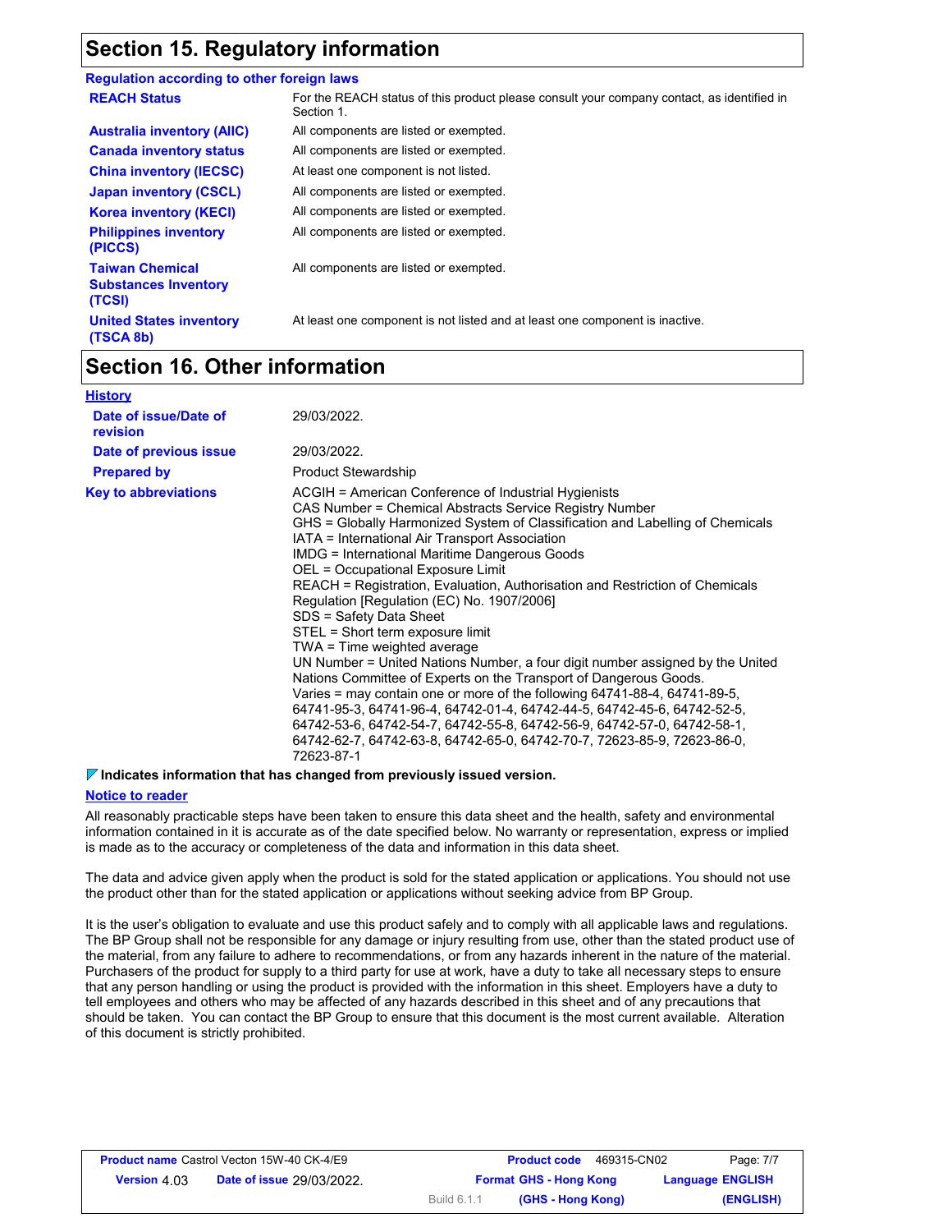## Section 15. Regulatory information

**Regulation according to other foreign laws**

| | |
|---|---|
| **REACH Status** | For the REACH status of this product please consult your company contact, as identified in Section 1. |
| **Australia inventory (AIIC)** | All components are listed or exempted. |
| **Canada inventory status** | All components are listed or exempted. |
| **China inventory (IECSC)** | At least one component is not listed. |
| **Japan inventory (CSCL)** | All components are listed or exempted. |
| **Korea inventory (KECI)** | All components are listed or exempted. |
| **Philippines inventory (PICCS)** | All components are listed or exempted. |
| **Taiwan Chemical Substances Inventory (TCSI)** | All components are listed or exempted. |
| **United States inventory (TSCA 8b)** | At least one component is not listed and at least one component is inactive. |

## Section 16. Other information

**History**

| | |
|---|---|
| **Date of issue/Date of revision** | 29/03/2022. |
| **Date of previous issue** | 29/03/2022. |
| **Prepared by** | Product Stewardship |

**Key to abbreviations**

ACGIH = American Conference of Industrial Hygienists
CAS Number = Chemical Abstracts Service Registry Number
GHS = Globally Harmonized System of Classification and Labelling of Chemicals
IATA = International Air Transport Association
IMDG = International Maritime Dangerous Goods
OEL = Occupational Exposure Limit
REACH = Registration, Evaluation, Authorisation and Restriction of Chemicals Regulation [Regulation (EC) No. 1907/2006]
SDS = Safety Data Sheet
STEL = Short term exposure limit
TWA = Time weighted average
UN Number = United Nations Number, a four digit number assigned by the United Nations Committee of Experts on the Transport of Dangerous Goods.
Varies = may contain one or more of the following 64741-88-4, 64741-89-5, 64741-95-3, 64741-96-4, 64742-01-4, 64742-44-5, 64742-45-6, 64742-52-5, 64742-53-6, 64742-54-7, 64742-55-8, 64742-56-9, 64742-57-0, 64742-58-1, 64742-62-7, 64742-63-8, 64742-65-0, 64742-70-7, 72623-85-9, 72623-86-0, 72623-87-1

**Indicates information that has changed from previously issued version.**

**Notice to reader**

All reasonably practicable steps have been taken to ensure this data sheet and the health, safety and environmental information contained in it is accurate as of the date specified below. No warranty or representation, express or implied is made as to the accuracy or completeness of the data and information in this data sheet.

The data and advice given apply when the product is sold for the stated application or applications. You should not use the product other than for the stated application or applications without seeking advice from BP Group.

It is the user's obligation to evaluate and use this product safely and to comply with all applicable laws and regulations. The BP Group shall not be responsible for any damage or injury resulting from use, other than the stated product use of the material, from any failure to adhere to recommendations, or from any hazards inherent in the nature of the material. Purchasers of the product for supply to a third party for use at work, have a duty to take all necessary steps to ensure that any person handling or using the product is provided with the information in this sheet. Employers have a duty to tell employees and others who may be affected of any hazards described in this sheet and of any precautions that should be taken. You can contact the BP Group to ensure that this document is the most current available. Alteration of this document is strictly prohibited.